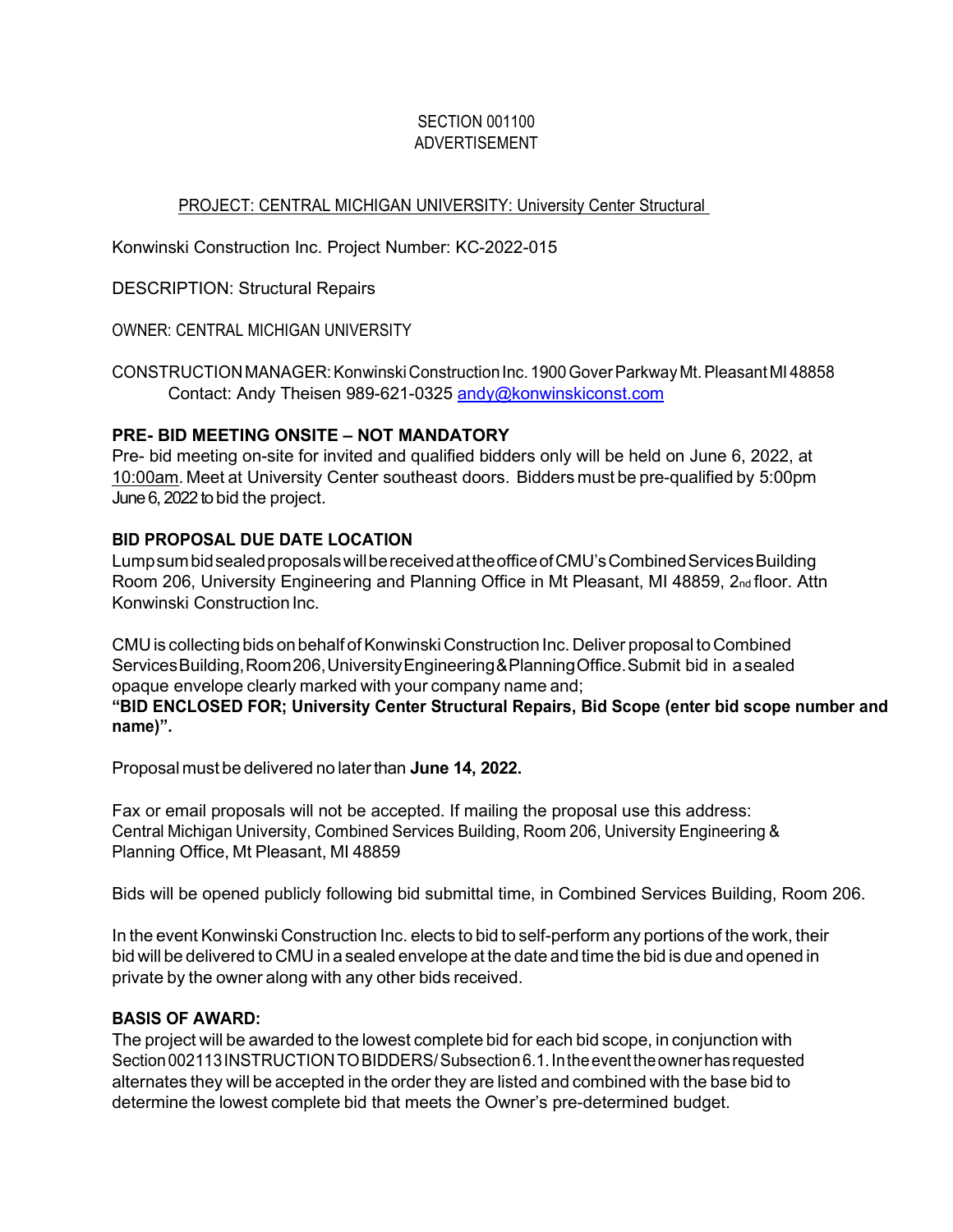# SECTION 001100
# ADVERTISEMENT

PROJECT: CENTRAL MICHIGAN UNIVERSITY: University Center Structural

Konwinski Construction Inc. Project Number: KC-2022-015

DESCRIPTION: Structural Repairs

OWNER: CENTRAL MICHIGAN UNIVERSITY

CONSTRUCTION MANAGER: Konwinski Construction Inc. 1900 Gover Parkway Mt. Pleasant MI 48858
Contact: Andy Theisen 989-621-0325 andy@konwinskiconst.com

**PRE- BID MEETING ONSITE – NOT MANDATORY**

Pre- bid meeting on-site for invited and qualified bidders only will be held on June 6, 2022, at 10:00am. Meet at University Center southeast doors. Bidders must be pre-qualified by 5:00pm June 6, 2022 to bid the project.

**BID PROPOSAL DUE DATE LOCATION**

Lump sum bid sealed proposals will be received at the office of CMU's Combined Services Building Room 206, University Engineering and Planning Office in Mt Pleasant, MI 48859, 2nd floor. Attn Konwinski Construction Inc.

CMU is collecting bids on behalf of Konwinski Construction Inc. Deliver proposal to Combined Services Building, Room 206, University Engineering & Planning Office. Submit bid in a sealed opaque envelope clearly marked with your company name and;
**"BID ENCLOSED FOR; University Center Structural Repairs, Bid Scope (enter bid scope number and name)".**

Proposal must be delivered no later than **June 14, 2022.**

Fax or email proposals will not be accepted. If mailing the proposal use this address:
Central Michigan University, Combined Services Building, Room 206, University Engineering & Planning Office, Mt Pleasant, MI 48859

Bids will be opened publicly following bid submittal time, in Combined Services Building, Room 206.

In the event Konwinski Construction Inc. elects to bid to self-perform any portions of the work, their bid will be delivered to CMU in a sealed envelope at the date and time the bid is due and opened in private by the owner along with any other bids received.

**BASIS OF AWARD:**

The project will be awarded to the lowest complete bid for each bid scope, in conjunction with Section 002113 INSTRUCTION TO BIDDERS/ Subsection 6.1. In the event the owner has requested alternates they will be accepted in the order they are listed and combined with the base bid to determine the lowest complete bid that meets the Owner's pre-determined budget.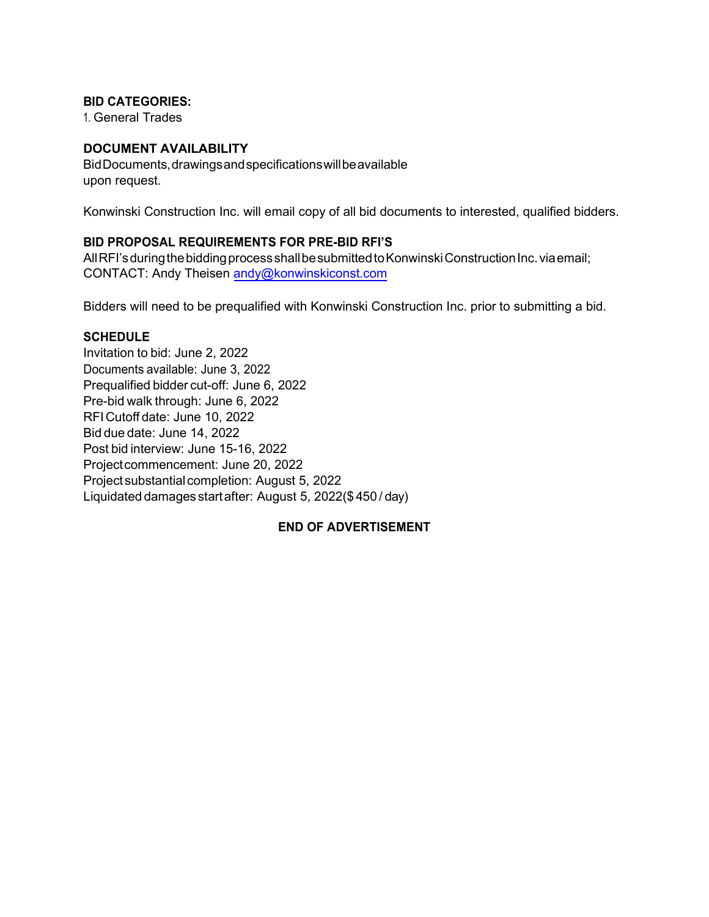**BID CATEGORIES:**

1. General Trades

**DOCUMENT AVAILABILITY**

Bid Documents, drawings and specifications will be available upon request.

Konwinski Construction Inc. will email copy of all bid documents to interested, qualified bidders.

**BID PROPOSAL REQUIREMENTS FOR PRE-BID RFI'S**

All RFI's during the bidding process shall be submitted to Konwinski Construction Inc. via email; CONTACT: Andy Theisen andy@konwinskiconst.com

Bidders will need to be prequalified with Konwinski Construction Inc. prior to submitting a bid.

**SCHEDULE**

Invitation to bid: June 2, 2022
Documents available: June 3, 2022
Prequalified bidder cut-off: June 6, 2022
Pre-bid walk through: June 6, 2022
RFI Cutoff date: June 10, 2022
Bid due date: June 14, 2022
Post bid interview: June 15-16, 2022
Project commencement: June 20, 2022
Project substantial completion: August 5, 2022
Liquidated damages start after: August 5, 2022($ 450 / day)

**END OF ADVERTISEMENT**